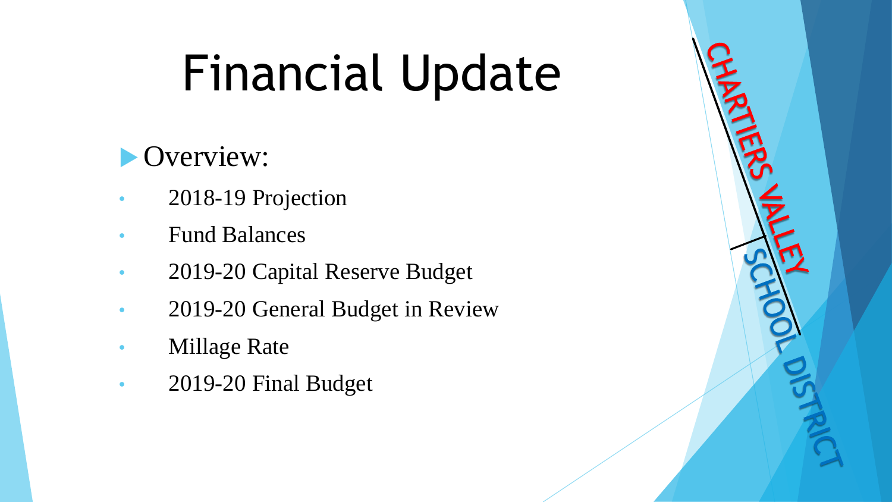# Financial Update

- Overview:
  - 2018-19 Projection
  - Fund Balances
  - 2019-20 Capital Reserve Budget
  - 2019-20 General Budget in Review
  - Millage Rate
  - 2019-20 Final Budget

CHARTIERS VALLEY SCHOOL DISTRICT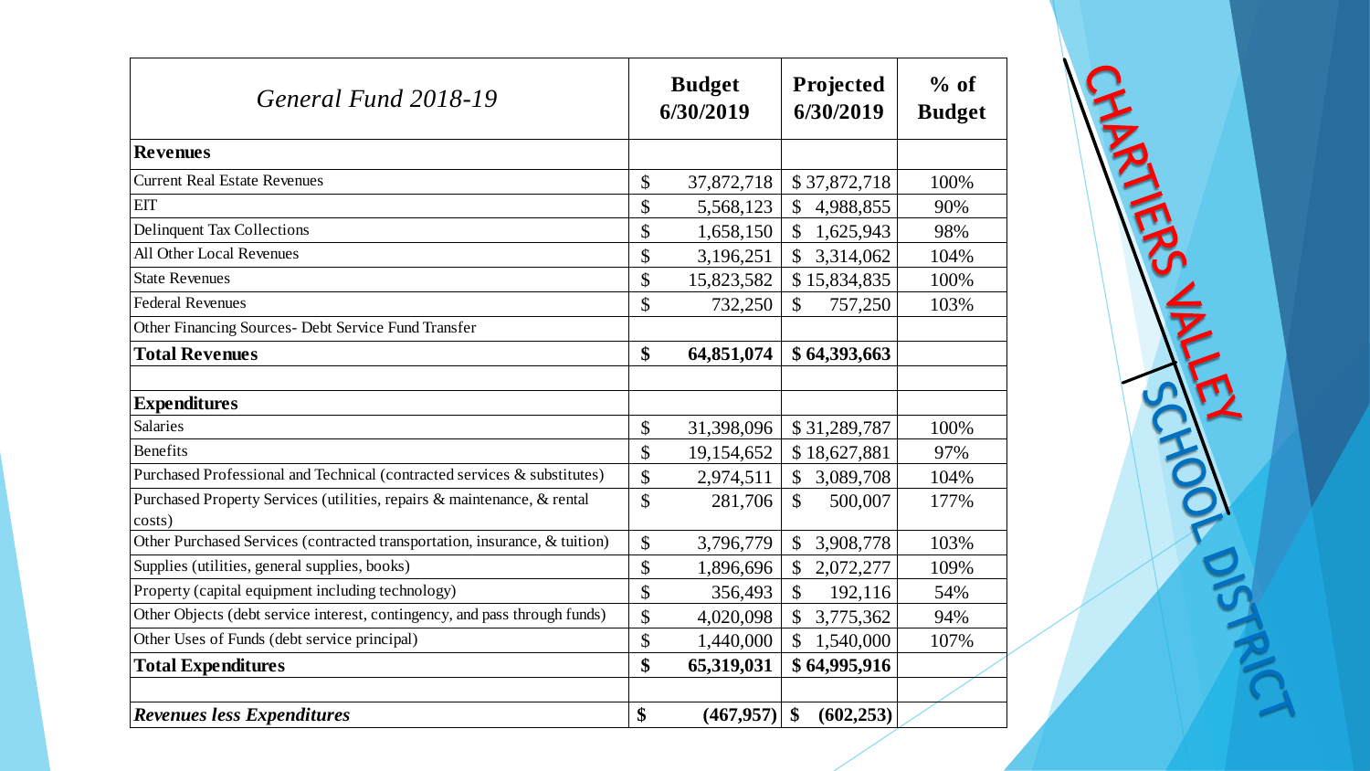| General Fund 2018-19 | Budget 6/30/2019 | Projected 6/30/2019 | % of Budget |
|---|---|---|---|
| **Revenues** | | | |
| Current Real Estate Revenues | $ 37,872,718 | $ 37,872,718 | 100% |
| EIT | $ 5,568,123 | $ 4,988,855 | 90% |
| Delinquent Tax Collections | $ 1,658,150 | $ 1,625,943 | 98% |
| All Other Local Revenues | $ 3,196,251 | $ 3,314,062 | 104% |
| State Revenues | $ 15,823,582 | $ 15,834,835 | 100% |
| Federal Revenues | $ 732,250 | $ 757,250 | 103% |
| Other Financing Sources- Debt Service Fund Transfer | | | |
| **Total Revenues** | **$ 64,851,074** | **$ 64,393,663** | |
| | | | |
| **Expenditures** | | | |
| Salaries | $ 31,398,096 | $ 31,289,787 | 100% |
| Benefits | $ 19,154,652 | $ 18,627,881 | 97% |
| Purchased Professional and Technical (contracted services & substitutes) | $ 2,974,511 | $ 3,089,708 | 104% |
| Purchased Property Services (utilities, repairs & maintenance, & rental costs) | $ 281,706 | $ 500,007 | 177% |
| Other Purchased Services (contracted transportation, insurance, & tuition) | $ 3,796,779 | $ 3,908,778 | 103% |
| Supplies (utilities, general supplies, books) | $ 1,896,696 | $ 2,072,277 | 109% |
| Property (capital equipment including technology) | $ 356,493 | $ 192,116 | 54% |
| Other Objects (debt service interest, contingency, and pass through funds) | $ 4,020,098 | $ 3,775,362 | 94% |
| Other Uses of Funds (debt service principal) | $ 1,440,000 | $ 1,540,000 | 107% |
| **Total Expenditures** | **$ 65,319,031** | **$ 64,995,916** | |
| | | | |
| ***Revenues less Expenditures*** | **$ (467,957)** | **$ (602,253)** | |

CHARTIERS VALLEY SCHOOL DISTRICT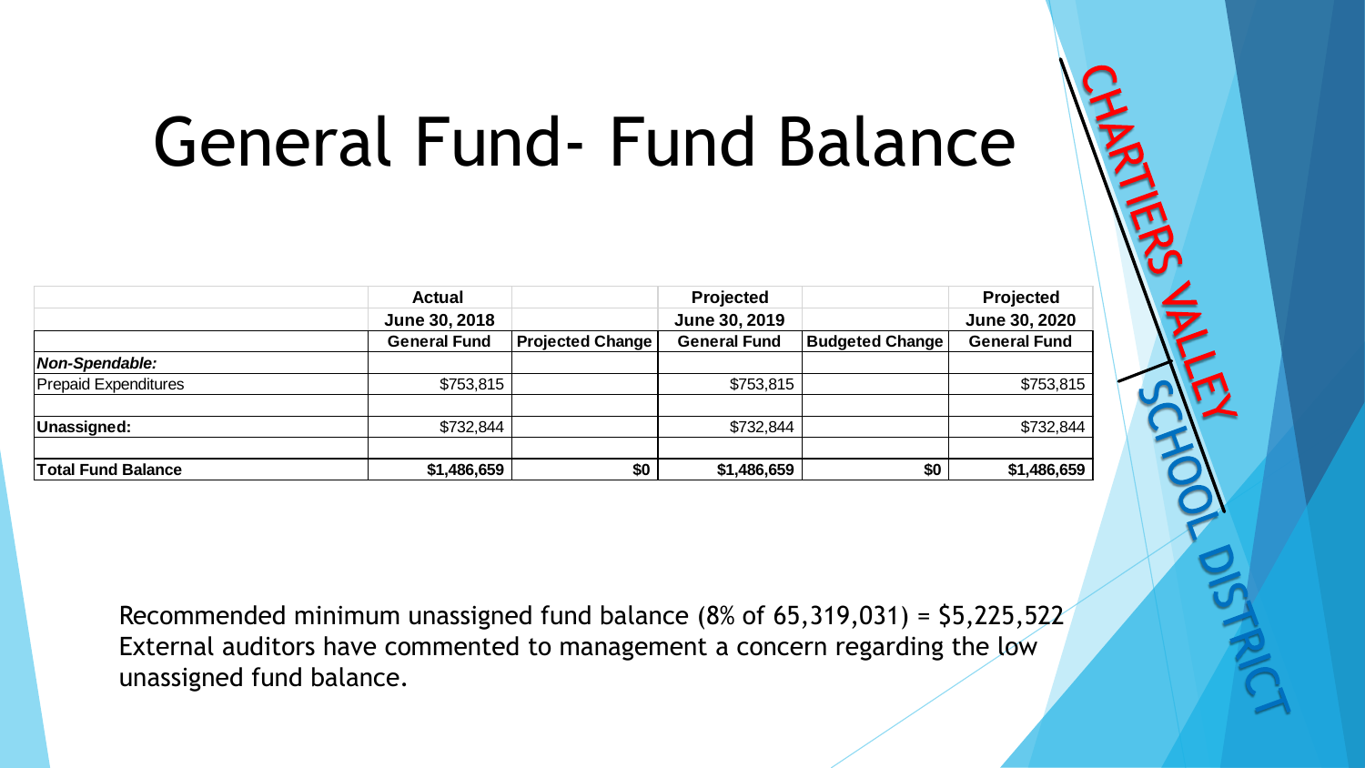# General Fund- Fund Balance

| | Actual | | Projected | | Projected |
|---|---|---|---|---|---|
| | June 30, 2018 | | June 30, 2019 | | June 30, 2020 |
| | General Fund | Projected Change | General Fund | Budgeted Change | General Fund |
| ***Non-Spendable:*** | | | | | |
| Prepaid Expenditures | $753,815 | | $753,815 | | $753,815 |
| | | | | | |
| **Unassigned:** | $732,844 | | $732,844 | | $732,844 |
| | | | | | |
| **Total Fund Balance** | **$1,486,659** | **$0** | **$1,486,659** | **$0** | **$1,486,659** |

Recommended minimum unassigned fund balance (8% of 65,319,031) = $5,225,522
External auditors have commented to management a concern regarding the low unassigned fund balance.

CHARTIERS VALLEY SCHOOL DISTRICT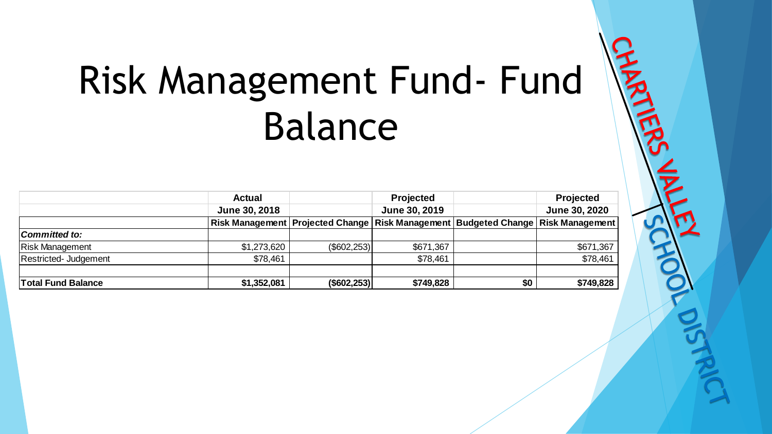# Risk Management Fund- Fund Balance

| | Actual | | Projected | | Projected |
|---|---|---|---|---|---|
| | June 30, 2018 | | June 30, 2019 | | June 30, 2020 |
| | Risk Management | Projected Change | Risk Management | Budgeted Change | Risk Management |
| *Committed to:* | | | | | |
| Risk Management | $1,273,620 | ($602,253) | $671,367 | | $671,367 |
| Restricted- Judgement | $78,461 | | $78,461 | | $78,461 |
| | | | | | |
| **Total Fund Balance** | **$1,352,081** | **($602,253)** | **$749,828** | **$0** | **$749,828** |

CHARTIERS VALLEY SCHOOL DISTRICT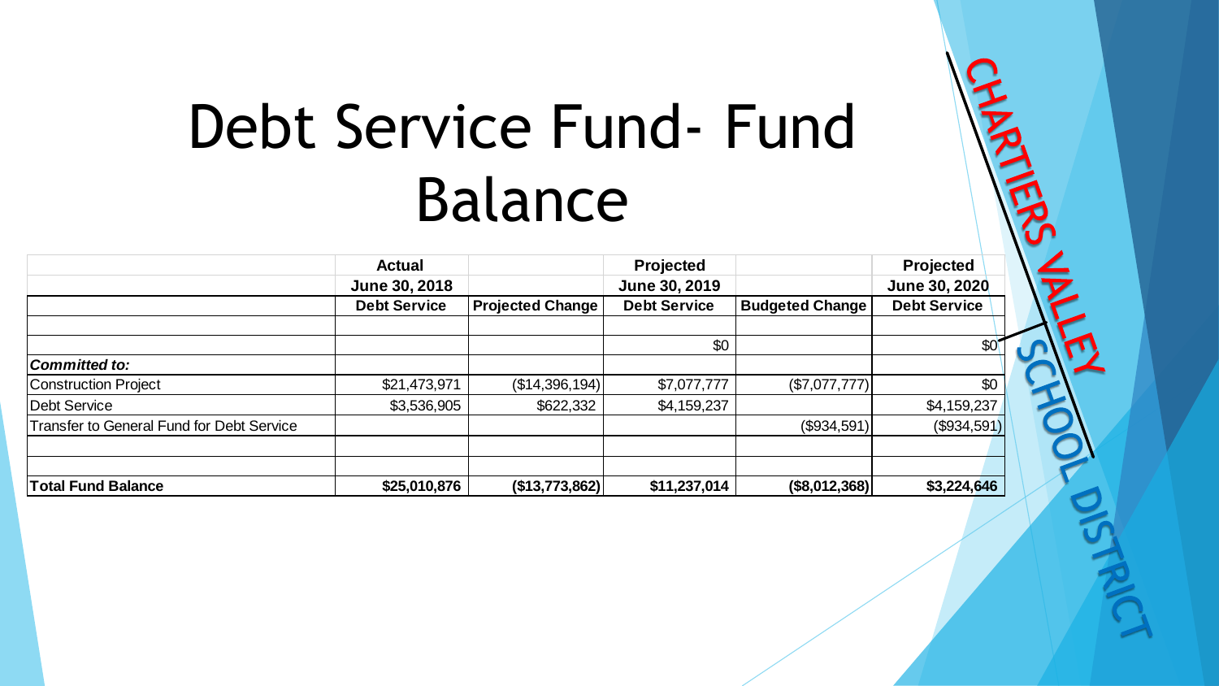# Debt Service Fund- Fund Balance

| | Actual June 30, 2018 Debt Service | Projected Change | Projected June 30, 2019 Debt Service | Budgeted Change | Projected June 30, 2020 Debt Service |
|---|---|---|---|---|---|
| | | | | | |
| | | | $0 | | $0 |
| ***Committed to:*** | | | | | |
| Construction Project | $21,473,971 | ($14,396,194) | $7,077,777 | ($7,077,777) | $0 |
| Debt Service | $3,536,905 | $622,332 | $4,159,237 | | $4,159,237 |
| Transfer to General Fund for Debt Service | | | | ($934,591) | ($934,591) |
| | | | | | |
| | | | | | |
| **Total Fund Balance** | **$25,010,876** | **($13,773,862)** | **$11,237,014** | **($8,012,368)** | **$3,224,646** |

CHARTIERS VALLEY SCHOOL DISTRICT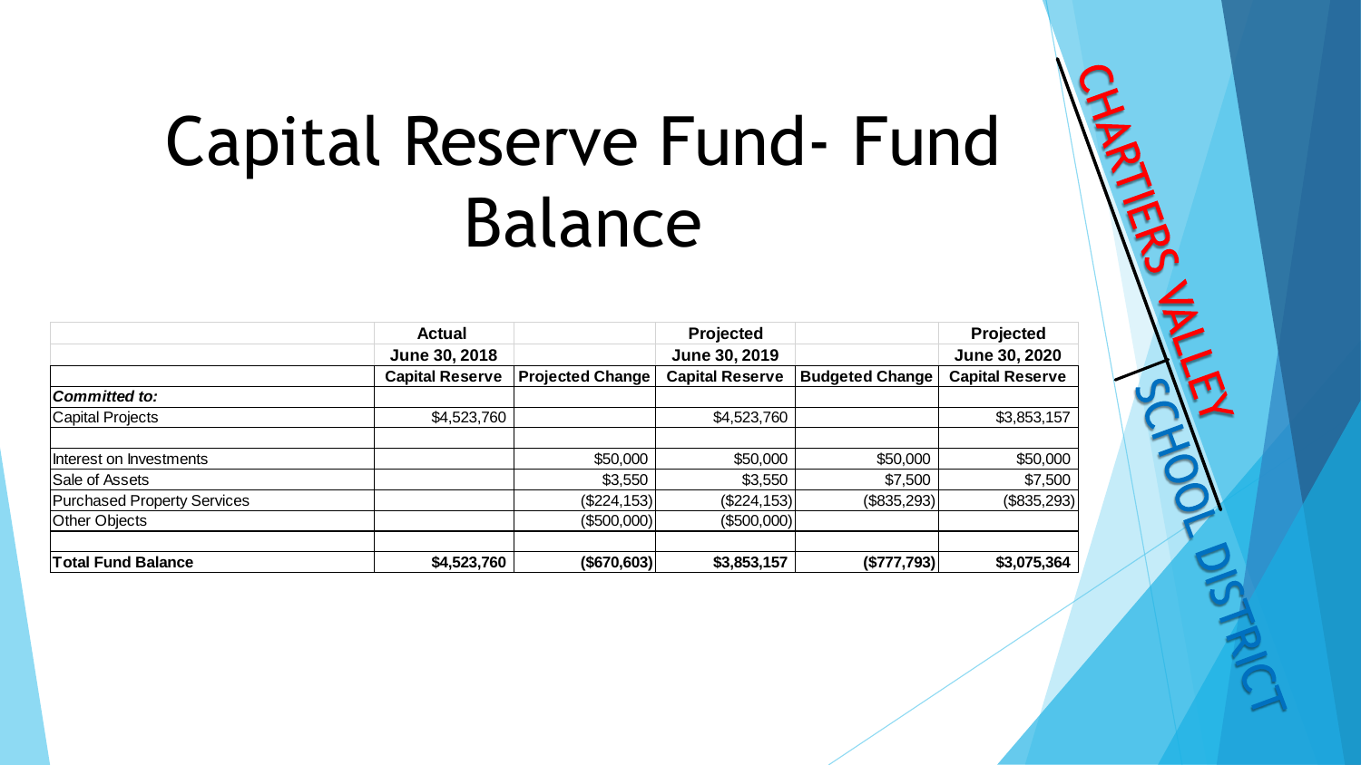# Capital Reserve Fund- Fund Balance

| | Actual | | Projected | | Projected |
|---|---|---|---|---|---|
| | June 30, 2018 | | June 30, 2019 | | June 30, 2020 |
| | **Capital Reserve** | **Projected Change** | **Capital Reserve** | **Budgeted Change** | **Capital Reserve** |
| ***Committed to:*** | | | | | |
| Capital Projects | $4,523,760 | | $4,523,760 | | $3,853,157 |
| | | | | | |
| Interest on Investments | | $50,000 | $50,000 | $50,000 | $50,000 |
| Sale of Assets | | $3,550 | $3,550 | $7,500 | $7,500 |
| Purchased Property Services | | ($224,153) | ($224,153) | ($835,293) | ($835,293) |
| Other Objects | | ($500,000) | ($500,000) | | |
| | | | | | |
| **Total Fund Balance** | **$4,523,760** | **($670,603)** | **$3,853,157** | **($777,793)** | **$3,075,364** |

CHARTIERS VALLEY SCHOOL DISTRICT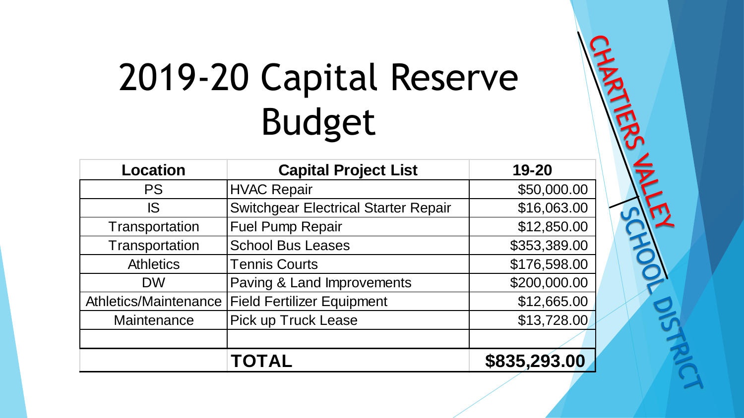# 2019-20 Capital Reserve Budget

| Location | Capital Project List | 19-20 |
| --- | --- | --- |
| PS | HVAC Repair | $50,000.00 |
| IS | Switchgear Electrical Starter Repair | $16,063.00 |
| Transportation | Fuel Pump Repair | $12,850.00 |
| Transportation | School Bus Leases | $353,389.00 |
| Athletics | Tennis Courts | $176,598.00 |
| DW | Paving & Land Improvements | $200,000.00 |
| Athletics/Maintenance | Field Fertilizer Equipment | $12,665.00 |
| Maintenance | Pick up Truck Lease | $13,728.00 |
| | | |
| | **TOTAL** | **$835,293.00** |

CHARTIERS VALLEY SCHOOL DISTRICT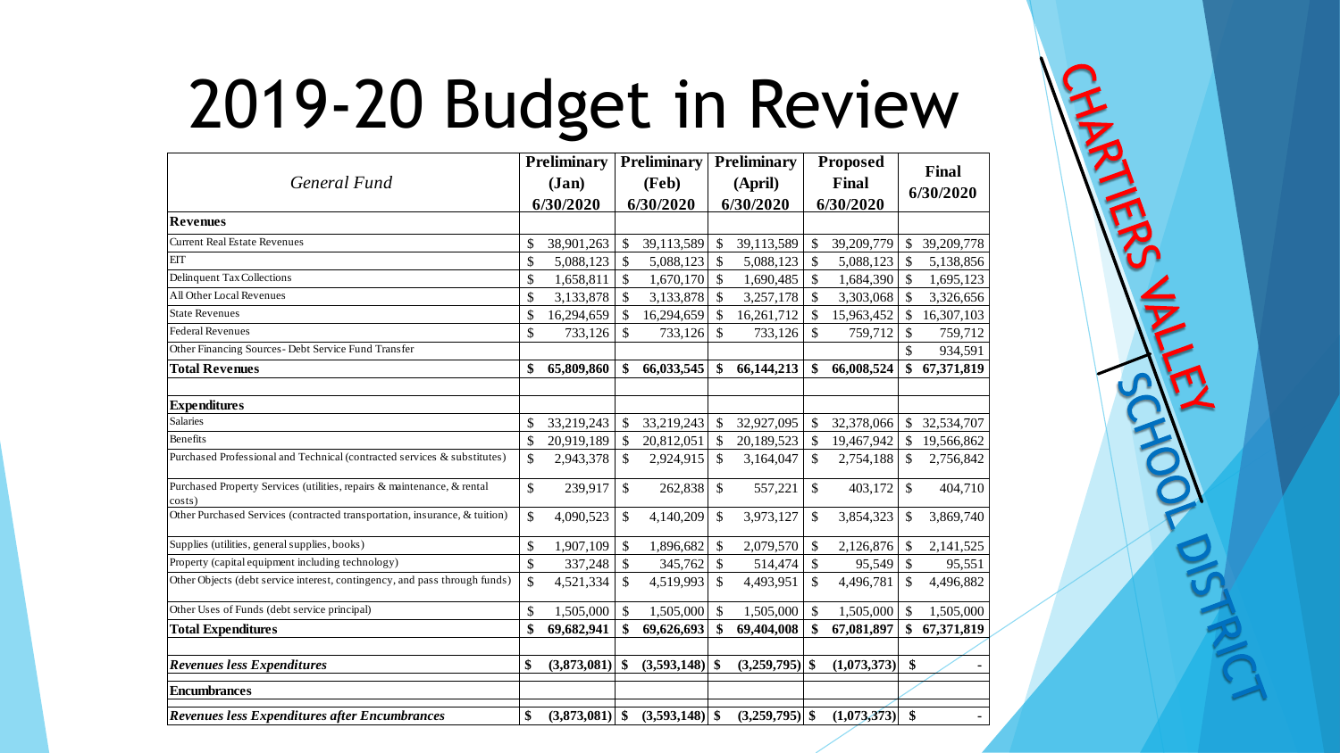# 2019-20 Budget in Review

| *General Fund* | Preliminary (Jan) 6/30/2020 | Preliminary (Feb) 6/30/2020 | Preliminary (April) 6/30/2020 | Proposed Final 6/30/2020 | Final 6/30/2020 |
|---|---|---|---|---|---|
| **Revenues** | | | | | |
| Current Real Estate Revenues | $ 38,901,263 | $ 39,113,589 | $ 39,113,589 | $ 39,209,779 | $ 39,209,778 |
| EIT | $ 5,088,123 | $ 5,088,123 | $ 5,088,123 | $ 5,088,123 | $ 5,138,856 |
| Delinquent Tax Collections | $ 1,658,811 | $ 1,670,170 | $ 1,690,485 | $ 1,684,390 | $ 1,695,123 |
| All Other Local Revenues | $ 3,133,878 | $ 3,133,878 | $ 3,257,178 | $ 3,303,068 | $ 3,326,656 |
| State Revenues | $ 16,294,659 | $ 16,294,659 | $ 16,261,712 | $ 15,963,452 | $ 16,307,103 |
| Federal Revenues | $ 733,126 | $ 733,126 | $ 733,126 | $ 759,712 | $ 759,712 |
| Other Financing Sources- Debt Service Fund Transfer | | | | | $ 934,591 |
| **Total Revenues** | **$ 65,809,860** | **$ 66,033,545** | **$ 66,144,213** | **$ 66,008,524** | **$ 67,371,819** |
| | | | | | |
| **Expenditures** | | | | | |
| Salaries | $ 33,219,243 | $ 33,219,243 | $ 32,927,095 | $ 32,378,066 | $ 32,534,707 |
| Benefits | $ 20,919,189 | $ 20,812,051 | $ 20,189,523 | $ 19,467,942 | $ 19,566,862 |
| Purchased Professional and Technical (contracted services & substitutes) | $ 2,943,378 | $ 2,924,915 | $ 3,164,047 | $ 2,754,188 | $ 2,756,842 |
| Purchased Property Services (utilities, repairs & maintenance, & rental costs) | $ 239,917 | $ 262,838 | $ 557,221 | $ 403,172 | $ 404,710 |
| Other Purchased Services (contracted transportation, insurance, & tuition) | $ 4,090,523 | $ 4,140,209 | $ 3,973,127 | $ 3,854,323 | $ 3,869,740 |
| Supplies (utilities, general supplies, books) | $ 1,907,109 | $ 1,896,682 | $ 2,079,570 | $ 2,126,876 | $ 2,141,525 |
| Property (capital equipment including technology) | $ 337,248 | $ 345,762 | $ 514,474 | $ 95,549 | $ 95,551 |
| Other Objects (debt service interest, contingency, and pass through funds) | $ 4,521,334 | $ 4,519,993 | $ 4,493,951 | $ 4,496,781 | $ 4,496,882 |
| Other Uses of Funds (debt service principal) | $ 1,505,000 | $ 1,505,000 | $ 1,505,000 | $ 1,505,000 | $ 1,505,000 |
| **Total Expenditures** | **$ 69,682,941** | **$ 69,626,693** | **$ 69,404,008** | **$ 67,081,897** | **$ 67,371,819** |
| | | | | | |
| ***Revenues less Expenditures*** | **$ (3,873,081)** | **$ (3,593,148)** | **$ (3,259,795)** | **$ (1,073,373)** | **$ -** |
| **Encumbrances** | | | | | |
| ***Revenues less Expenditures after Encumbrances*** | **$ (3,873,081)** | **$ (3,593,148)** | **$ (3,259,795)** | **$ (1,073,373)** | **$ -** |

CHARTIERS VALLEY SCHOOL DISTRICT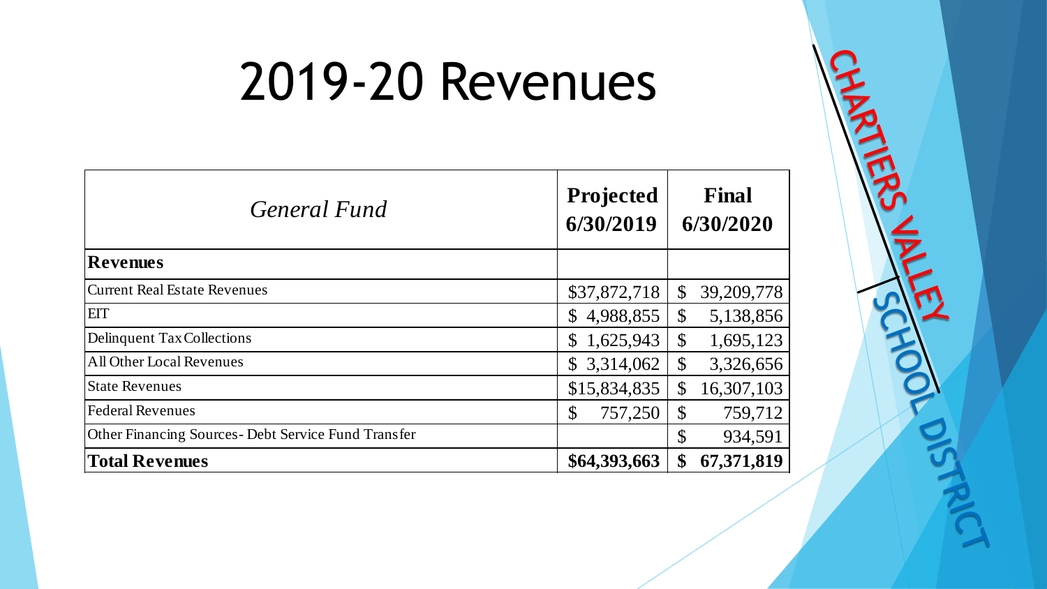# 2019-20 Revenues

| *General Fund* | Projected 6/30/2019 | Final 6/30/2020 |
|---|---|---|
| **Revenues** | | |
| Current Real Estate Revenues | $37,872,718 | $ 39,209,778 |
| EIT | $ 4,988,855 | $ 5,138,856 |
| Delinquent Tax Collections | $ 1,625,943 | $ 1,695,123 |
| All Other Local Revenues | $ 3,314,062 | $ 3,326,656 |
| State Revenues | $15,834,835 | $ 16,307,103 |
| Federal Revenues | $ 757,250 | $ 759,712 |
| Other Financing Sources- Debt Service Fund Transfer | | $ 934,591 |
| **Total Revenues** | **$64,393,663** | **$ 67,371,819** |

CHARTIERS VALLEY SCHOOL DISTRICT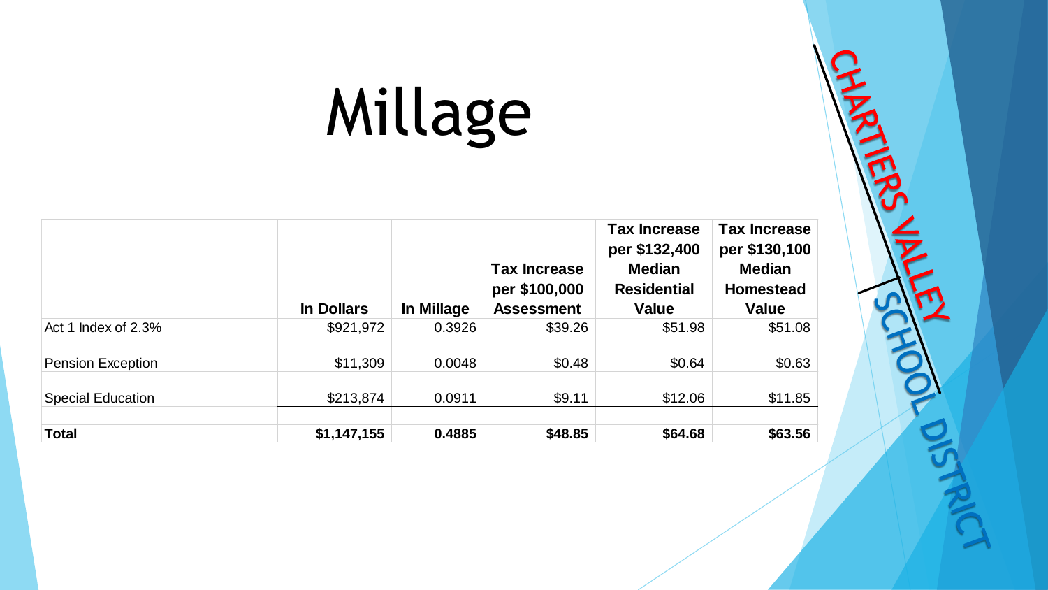# Millage

| | In Dollars | In Millage | Tax Increase per $100,000 Assessment | Tax Increase per $132,400 Median Residential Value | Tax Increase per $130,100 Median Homestead Value |
|---|---|---|---|---|---|
| Act 1 Index of 2.3% | $921,972 | 0.3926 | $39.26 | $51.98 | $51.08 |
| | | | | | |
| Pension Exception | $11,309 | 0.0048 | $0.48 | $0.64 | $0.63 |
| | | | | | |
| Special Education | $213,874 | 0.0911 | $9.11 | $12.06 | $11.85 |
| | | | | | |
| **Total** | **$1,147,155** | **0.4885** | **$48.85** | **$64.68** | **$63.56** |

CHARTIERS VALLEY SCHOOL DISTRICT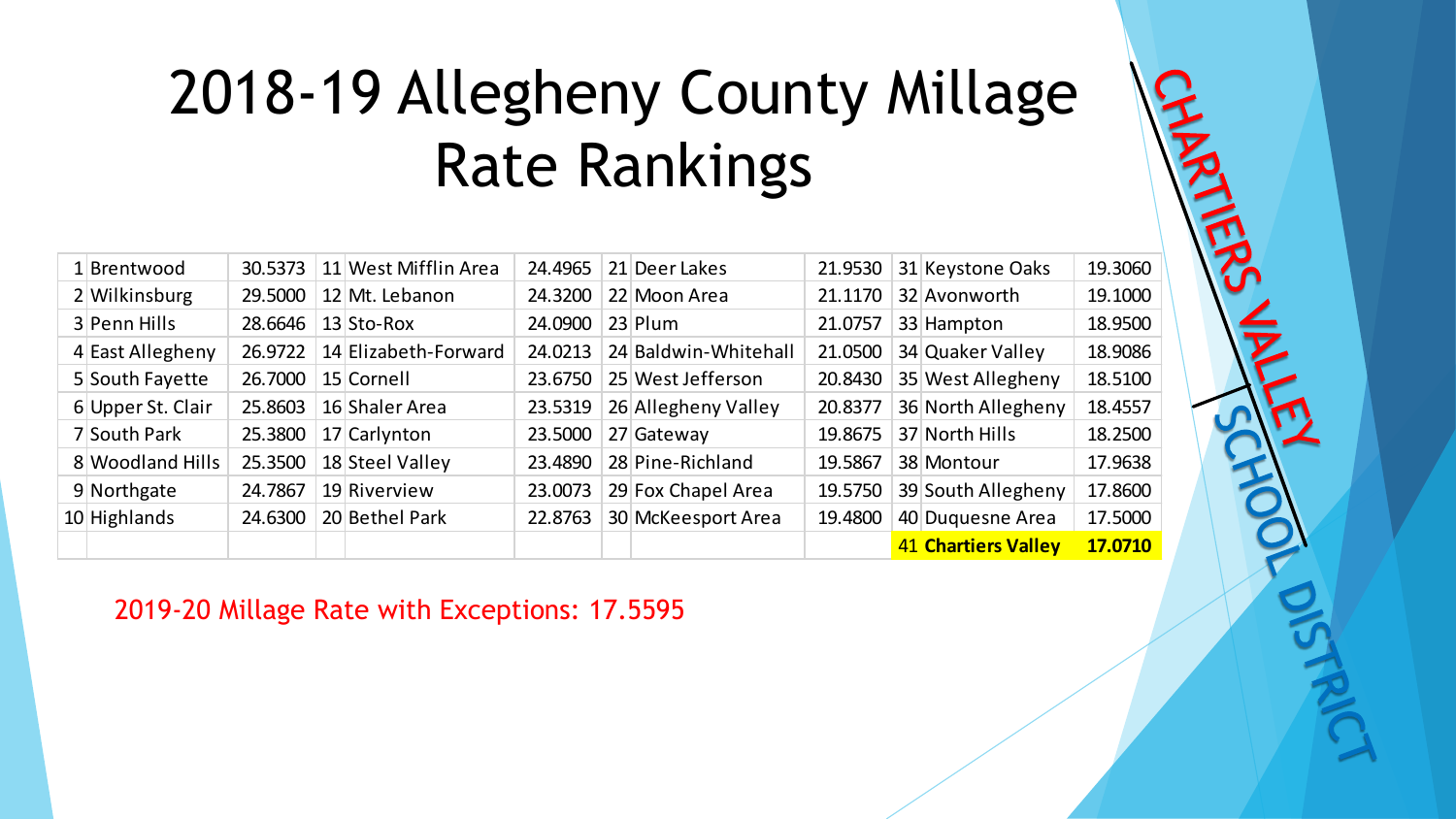# 2018-19 Allegheny County Millage Rate Rankings

| | | | | | | | | | | | |
|---|---|---|---|---|---|---|---|---|---|---|---|
| 1 | Brentwood | 30.5373 | 11 | West Mifflin Area | 24.4965 | 21 | Deer Lakes | 21.9530 | 31 | Keystone Oaks | 19.3060 |
| 2 | Wilkinsburg | 29.5000 | 12 | Mt. Lebanon | 24.3200 | 22 | Moon Area | 21.1170 | 32 | Avonworth | 19.1000 |
| 3 | Penn Hills | 28.6646 | 13 | Sto-Rox | 24.0900 | 23 | Plum | 21.0757 | 33 | Hampton | 18.9500 |
| 4 | East Allegheny | 26.9722 | 14 | Elizabeth-Forward | 24.0213 | 24 | Baldwin-Whitehall | 21.0500 | 34 | Quaker Valley | 18.9086 |
| 5 | South Fayette | 26.7000 | 15 | Cornell | 23.6750 | 25 | West Jefferson | 20.8430 | 35 | West Allegheny | 18.5100 |
| 6 | Upper St. Clair | 25.8603 | 16 | Shaler Area | 23.5319 | 26 | Allegheny Valley | 20.8377 | 36 | North Allegheny | 18.4557 |
| 7 | South Park | 25.3800 | 17 | Carlynton | 23.5000 | 27 | Gateway | 19.8675 | 37 | North Hills | 18.2500 |
| 8 | Woodland Hills | 25.3500 | 18 | Steel Valley | 23.4890 | 28 | Pine-Richland | 19.5867 | 38 | Montour | 17.9638 |
| 9 | Northgate | 24.7867 | 19 | Riverview | 23.0073 | 29 | Fox Chapel Area | 19.5750 | 39 | South Allegheny | 17.8600 |
| 10 | Highlands | 24.6300 | 20 | Bethel Park | 22.8763 | 30 | McKeesport Area | 19.4800 | 40 | Duquesne Area | 17.5000 |
| | | | | | | | | | **41** | **Chartiers Valley** | **17.0710** |

2019-20 Millage Rate with Exceptions: 17.5595

CHARTIERS VALLEY SCHOOL DISTRICT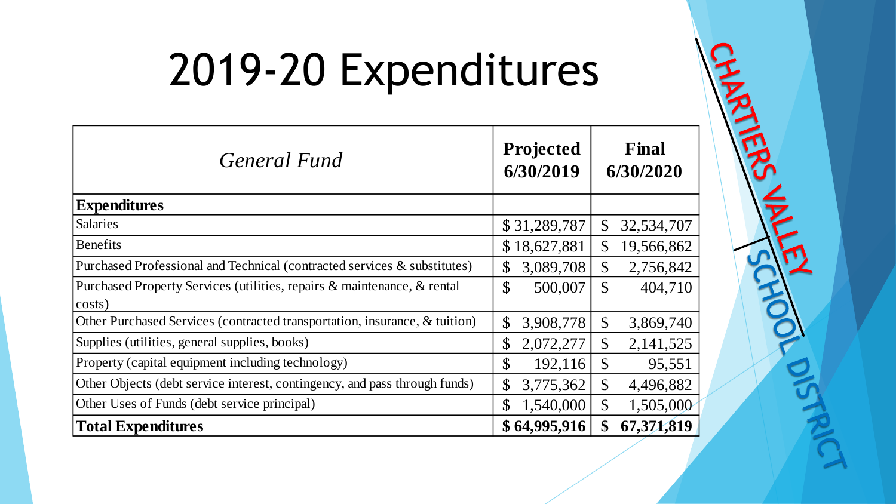# 2019-20 Expenditures

| *General Fund* | **Projected 6/30/2019** | **Final 6/30/2020** |
|---|---|---|
| **Expenditures** | | |
| Salaries | $ 31,289,787 | $ 32,534,707 |
| Benefits | $ 18,627,881 | $ 19,566,862 |
| Purchased Professional and Technical (contracted services & substitutes) | $ 3,089,708 | $ 2,756,842 |
| Purchased Property Services (utilities, repairs & maintenance, & rental costs) | $ 500,007 | $ 404,710 |
| Other Purchased Services (contracted transportation, insurance, & tuition) | $ 3,908,778 | $ 3,869,740 |
| Supplies (utilities, general supplies, books) | $ 2,072,277 | $ 2,141,525 |
| Property (capital equipment including technology) | $ 192,116 | $ 95,551 |
| Other Objects (debt service interest, contingency, and pass through funds) | $ 3,775,362 | $ 4,496,882 |
| Other Uses of Funds (debt service principal) | $ 1,540,000 | $ 1,505,000 |
| **Total Expenditures** | **$ 64,995,916** | **$ 67,371,819** |

CHARTIERS VALLEY SCHOOL DISTRICT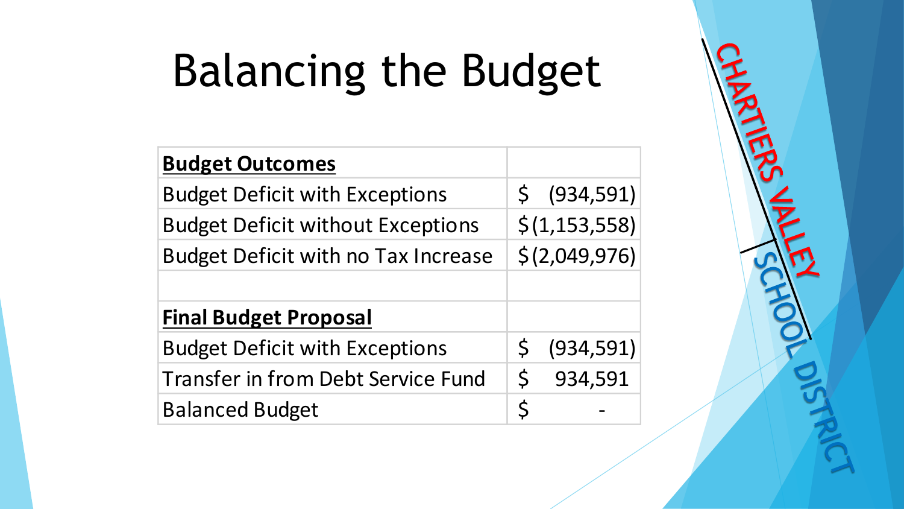# Balancing the Budget

| | |
|---|---|
| **Budget Outcomes** | |
| Budget Deficit with Exceptions | $ (934,591) |
| Budget Deficit without Exceptions | $(1,153,558) |
| Budget Deficit with no Tax Increase | $(2,049,976) |
| | |
| **Final Budget Proposal** | |
| Budget Deficit with Exceptions | $ (934,591) |
| Transfer in from Debt Service Fund | $ 934,591 |
| Balanced Budget | $ - |

CHARTIERS VALLEY SCHOOL DISTRICT